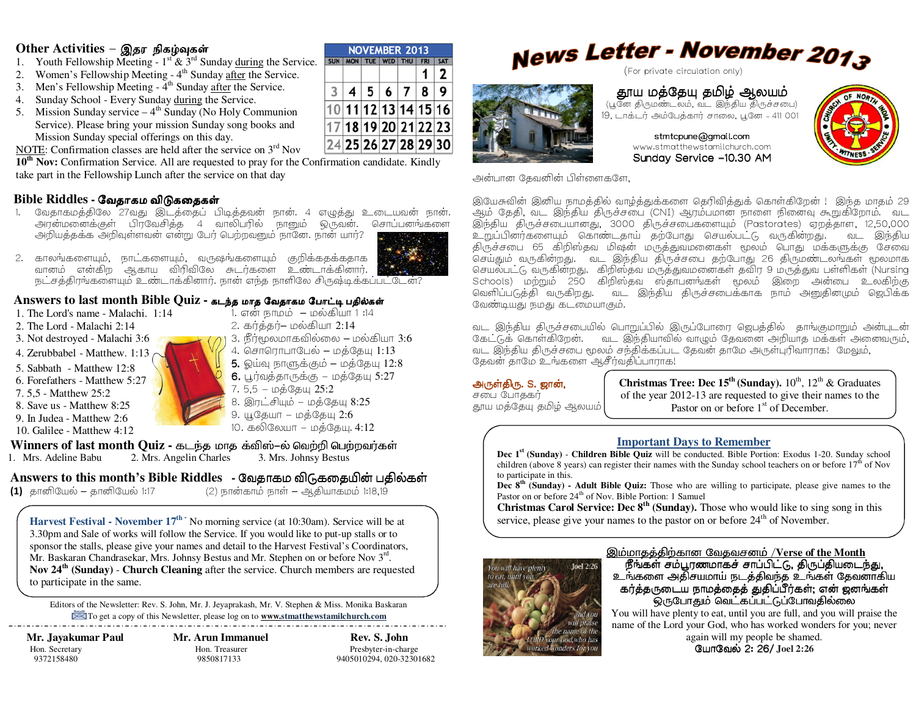# News Letter - November 2013

(For private circulation only)

**தூய மத்தேயு தமிழ் ஆலயம்**
(பூனே திருமண்டலம், வட இந்திய திருச்சபை)
19, டாக்டர் அம்பேத்கார் சாலை, பூனே – 411 001

stmtcpune@gmail.com
www.stmatthewstamilchurch.com
Sunday Service –10.30 AM

அன்பான தேவனின் பிள்ளைகளே,

இயேசுவின் இனிய நாமத்தில் வாழ்த்துக்களை தெரிவித்துக் கொள்கிறேன் ! இந்த மாதம் 29 ஆம் தேதி, வட இந்திய திருச்சபை (CNI) ஆரம்பமான நாளை நினைவு கூறுகிறோம். வட இந்திய திருச்சபையானது, 3000 திருச்சபைகளையும் (Pastorates) ஏறத்தாள, 12,50,000 உறுப்பினர்களையும் கொண்டதாய் தற்போது செயல்பட்டு வருகின்றது. வட இந்திய திருச்சபை 65 கிறிஸ்தவ மிஷன் மருத்துவமனைகள் மூலம் பொது மக்களுக்கு சேவை செய்தும் வருகின்றது. வட இந்திய திருச்சபை தற்போது 26 திருமண்டலங்கள் மூலமாக செயல்பட்டு வருகின்றது. கிறிஸ்தவ மருத்துவமனைகள் தவிர 9 மருத்துவ பள்ளிகள் (Nursing Schools) மற்றும் 250 கிறிஸ்தவ ஸ்தாபனங்கள் மூலம் இறை அன்பை உலகிற்கு வெளிப்படுத்தி வருகிறது. வட இந்திய திருச்சபைக்காக நாம் அனுதினமும் ஜெபிக்க வேண்டியது நமது கடமையாகும்.

வட இந்திய திருச்சபையில் பொறுப்பில் இருப்போரை ஜெபத்தில் தாங்குமாறும் அன்புடன் கேட்டுக் கொள்கிறேன். வட இந்தியாவில் வாழும் தேவனை அறியாத மக்கள் அனைவரும், வட இந்திய திருச்சபை மூலம் சந்திக்கப்பட தேவன் தாமே அருள்புரிவாராக! மேலும், தேவன் தாமே உங்களை ஆசீர்வதிப்பாராக!

அருள்திரு. S. ஜான்,
சபை போதகர்
தூய மத்தேயு தமிழ் ஆலயம்

**Christmas Tree: Dec 15th (Sunday).** 10th, 12th & Graduates of the year 2012-13 are requested to give their names to the Pastor on or before 1st of December.

## Important Days to Remember

**Dec 1st (Sunday)** - **Children Bible Quiz** will be conducted. Bible Portion: Exodus 1-20. Sunday school children (above 8 years) can register their names with the Sunday school teachers on or before 17th of Nov to participate in this.

**Dec 8th (Sunday) - Adult Bible Quiz:** Those who are willing to participate, please give names to the Pastor on or before 24th of Nov. Bible Portion: 1 Samuel

**Christmas Carol Service: Dec 8th (Sunday).** Those who would like to sing song in this service, please give your names to the pastor on or before 24th of November.

## இம்மாதத்திற்கான வேதவசனம் /Verse of the Month

**நீங்கள் சம்பூரணமாகச் சாப்பிட்டு, திருப்தியடைந்து, உங்களை அதிசயமாய் நடத்திவந்த உங்கள் தேவனாகிய கர்த்தருடைய நாமத்தைத் துதிப்பீர்கள்; என் ஜனங்கள் ஒருபோதும் வெட்கப்பட்டுப்போவதில்லை**

You will have plenty to eat, until you are full, and you will praise the name of the Lord your God, who has worked wonders for you; never again will my people be shamed.

**யோவேல் 2: 26/ Joel 2:26**

## Other Activities – இதர நிகழ்வுகள்

1. Youth Fellowship Meeting - 1st & 3rd Sunday during the Service.
2. Women's Fellowship Meeting - 4th Sunday after the Service.
3. Men's Fellowship Meeting - 4th Sunday after the Service.
4. Sunday School - Every Sunday during the Service.
5. Mission Sunday service – 4th Sunday (No Holy Communion Service). Please bring your mission Sunday song books and Mission Sunday special offerings on this day.

NOTE: Confirmation classes are held after the service on 3rd Nov

**10th Nov:** Confirmation Service. All are requested to pray for the Confirmation candidate. Kindly take part in the Fellowship Lunch after the service on that day

**NOVEMBER 2013**

| SUN | MON | TUE | WED | THU | FRI | SAT |
|---|---|---|---|---|---|---|
| | | | | | 1 | 2 |
| 3 | 4 | 5 | 6 | 7 | 8 | 9 |
| 10 | 11 | 12 | 13 | 14 | 15 | 16 |
| 17 | 18 | 19 | 20 | 21 | 22 | 23 |
| 24 | 25 | 26 | 27 | 28 | 29 | 30 |

## Bible Riddles - வேதாகம விடுகதைகள்

1. வேதாகமத்திலே 27வது இடத்தைப் பிடித்தவன் நான். 4 எழுத்து உடையவன் நான். அரன்மனைக்குள் பிரவேசித்த 4 வாலிபரில் நானும் ஒருவன். சொப்பனங்களை அறியத்தக்க அறிவுள்ளவன் என்று பேர் பெற்றவனும் நானே. நான் யார்?
2. காலங்களையும், நாட்களையும், வருஷங்களையும் குறிக்கதக்கதாக வானம் என்கிற ஆகாய விரிவிலே சுடர்களை உண்டாக்கினார். நட்சத்திரங்களையும் உண்டாக்கினார். நான் எந்த நாளிலே சிருஷ்டிக்கப்பட்டேன்?

## Answers to last month Bible Quiz - கடந்த மாத வேதாகம போட்டி பதில்கள்

| English | தமிழ் |
|---|---|
| 1. The Lord's name - Malachi. 1:14 | 1. என் நாமம் – மல்கியா 1 :14 |
| 2. The Lord - Malachi 2:14 | 2. கர்த்தர்– மல்கியா 2:14 |
| 3. Not destroyed - Malachi 3:6 | 3. நிர்மூலமாகவில்லை – மல்கியா 3:6 |
| 4. Zerubbabel - Matthew. 1:13 | 4. சொரொபாபேல் – மத்தேயு 1:13 |
| 5. Sabbath - Matthew 12:8 | 5. ஓய்வு நாளுக்கும் – மத்தேயு 12:8 |
| 6. Forefathers - Matthew 5:27 | 6. பூர்வத்தாருக்கு – மத்தேயு 5:27 |
| 7. 5,5 - Matthew 25:2 | 7. 5,5 – மத்தேயு 25:2 |
| 8. Save us - Matthew 8:25 | 8. இரட்சியும் – மத்தேயு 8:25 |
| 9. In Judea - Matthew 2:6 | 9. யூதேயா – மத்தேயு 2:6 |
| 10. Galilee - Matthew 4:12 | 10. கலிலேயா – மத்தேயு. 4:12 |

## Winners of last month Quiz - கடந்த மாத க்விஸ்–ல் வெற்றி பெற்றவர்கள்

1. Mrs. Adeline Babu
2. Mrs. Angelin Charles
3. Mrs. Johnsy Bestus

## Answers to this month's Bible Riddles - வேதாகம விடுகதையின் பதில்கள்

**(1)** தானியேல் – தானியேல் 1:17 (2) நான்காம் நாள் – ஆதியாகமம் 1:18,19

**Harvest Festival - November 17th** - No morning service (at 10:30am). Service will be at 3.30pm and Sale of works will follow the Service. If you would like to put-up stalls or to sponsor the stalls, please give your names and detail to the Harvest Festival's Coordinators, Mr. Baskaran Chandrasekar, Mrs. Johnsy Bestus and Mr. Stephen on or before Nov 3rd.

**Nov 24th (Sunday)** - **Church Cleaning** after the service. Church members are requested to participate in the same.

Editors of the Newsletter: Rev. S. John, Mr. J. Jeyaprakash, Mr. V. Stephen & Miss. Monika Baskaran

To get a copy of this Newsletter, please log on to **www.stmatthewstamilchurch.com**

| **Mr. Jayakumar Paul** | **Mr. Arun Immanuel** | **Rev. S. John** |
|---|---|---|
| Hon. Secretary | Hon. Treasurer | Presbyter-in-charge |
| 9372158480 | 9850817133 | 9405010294, 020-32301682 |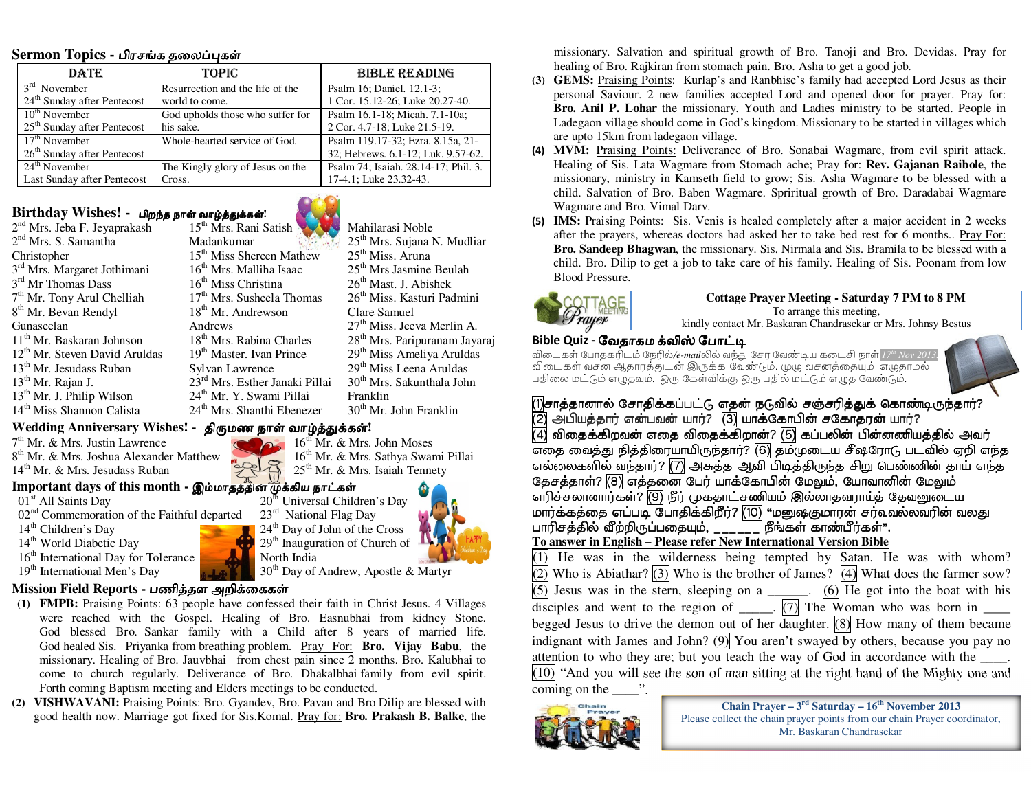## Sermon Topics - பிரசங்க தலைப்புகள்

| DATE | TOPIC | BIBLE READING |
|---|---|---|
| 3rd November<br>24th Sunday after Pentecost | Resurrection and the life of the world to come. | Psalm 16; Daniel. 12.1-3; 1 Cor. 15.12-26; Luke 20.27-40. |
| 10th November<br>25th Sunday after Pentecost | God upholds those who suffer for his sake. | Psalm 16.1-18; Micah. 7.1-10a; 2 Cor. 4.7-18; Luke 21.5-19. |
| 17th November<br>26th Sunday after Pentecost | Whole-hearted service of God. | Psalm 119.17-32; Ezra. 8.15a, 21-32; Hebrews. 6.1-12; Luk. 9.57-62. |
| 24th November<br>Last Sunday after Pentecost | The Kingly glory of Jesus on the Cross. | Psalm 74; Isaiah. 28.14-17; Phil. 3. 17-4.1; Luke 23.32-43. |

## Birthday Wishes! - பிறந்த நாள் வாழ்த்துக்கள்!

2nd Mrs. Jeba F. Jeyaprakash
2nd Mrs. S. Samantha Christopher
3rd Mrs. Margaret Jothimani
3rd Mr Thomas Dass
7th Mr. Tony Arul Chelliah
8th Mr. Bevan Rendyl Gunaseelan
11th Mr. Baskaran Johnson
12th Mr. Steven David Aruldas
13th Mr. Jesudass Ruban
13th Mr. Rajan J.
13th Mr. J. Philip Wilson
14th Miss Shannon Calista
15th Mrs. Rani Satish Madankumar
15th Miss Shereen Mathew
16th Mrs. Malliha Isaac
16th Miss Christina
17th Mrs. Susheela Thomas
18th Mr. Andrewson Andrews
18th Mrs. Rabina Charles
19th Master. Ivan Prince Sylvan Lawrence
23rd Mrs. Esther Janaki Pillai
24th Mr. Y. Swami Pillai
24th Mrs. Shanthi Ebenezer Mahilarasi Noble
25th Mrs. Sujana N. Mudliar
25th Miss. Aruna
25th Mrs Jasmine Beulah
26th Mast. J. Abishek
26th Miss. Kasturi Padmini Clare Samuel
27th Miss. Jeeva Merlin A.
28th Mrs. Paripuranam Jayaraj
29th Miss Ameliya Aruldas
29th Miss Leena Aruldas
30th Mrs. Sakunthala John Franklin
30th Mr. John Franklin

## Wedding Anniversary Wishes! - திருமண நாள் வாழ்த்துக்கள்!

7th Mr. & Mrs. Justin Lawrence
8th Mr. & Mrs. Joshua Alexander Matthew
14th Mr. & Mrs. Jesudass Ruban
16th Mr. & Mrs. John Moses
16th Mr. & Mrs. Sathya Swami Pillai
25th Mr. & Mrs. Isaiah Tennety

## Important days of this month - இம்மாதத்தின் முக்கிய நாட்கள்

01st All Saints Day
02nd Commemoration of the Faithful departed
14th Children's Day
14th World Diabetic Day
16th International Day for Tolerance
19th International Men's Day
20th Universal Children's Day
23rd National Flag Day
24th Day of John of the Cross
29th Inauguration of Church of North India
30th Day of Andrew, Apostle & Martyr

## Mission Field Reports - பணித்தள அறிக்கைகள்

**(1) FMPB:** Praising Points: 63 people have confessed their faith in Christ Jesus. 4 Villages were reached with the Gospel. Healing of Bro. Easnubhai from kidney Stone. God blessed Bro. Sankar family with a Child after 8 years of married life. God healed Sis. Priyanka from breathing problem. Pray For: **Bro. Vijay Babu**, the missionary. Healing of Bro. Jauvbhai from chest pain since 2 months. Bro. Kalubhai to come to church regularly. Deliverance of Bro. Dhakalbhai family from evil spirit. Forth coming Baptism meeting and Elders meetings to be conducted.

**(2) VISHWAVANI:** Praising Points: Bro. Gyandev, Bro. Pavan and Bro Dilip are blessed with good health now. Marriage got fixed for Sis.Komal. Pray for: **Bro. Prakash B. Balke**, the missionary. Salvation and spiritual growth of Bro. Tanoji and Bro. Devidas. Pray for healing of Bro. Rajkiran from stomach pain. Bro. Asha to get a good job.

**(3) GEMS:** Praising Points: Kurlap's and Ranbhise's family had accepted Lord Jesus as their personal Saviour. 2 new families accepted Lord and opened door for prayer. Pray for: **Bro. Anil P. Lohar** the missionary. Youth and Ladies ministry to be started. People in Ladegaon village should come in God's kingdom. Missionary to be started in villages which are upto 15km from ladegaon village.

**(4) MVM:** Praising Points: Deliverance of Bro. Sonabai Wagmare, from evil spirit attack. Healing of Sis. Lata Wagmare from Stomach ache; Pray for: **Rev. Gajanan Raibole**, the missionary, ministry in Kamseth field to grow; Sis. Asha Wagmare to be blessed with a child. Salvation of Bro. Baben Wagmare. Spriritual growth of Bro. Daradabai Wagmare Wagmare and Bro. Vimal Darv.

**(5) IMS:** Praising Points: Sis. Venis is healed completely after a major accident in 2 weeks after the prayers, whereas doctors had asked her to take bed rest for 6 months.. Pray For: **Bro. Sandeep Bhagwan**, the missionary. Sis. Nirmala and Sis. Bramila to be blessed with a child. Bro. Dilip to get a job to take care of his family. Healing of Sis. Poonam from low Blood Pressure.

**Cottage Prayer Meeting - Saturday 7 PM to 8 PM**
To arrange this meeting,
kindly contact Mr. Baskaran Chandrasekar or Mrs. Johnsy Bestus

## Bible Quiz - வேதாகம க்விஸ் போட்டி

விடைகள் போதகரிடம் நேரில்/*e-mail*லில் வந்து சேர வேண்டிய கடைசி நாள் *17th Nov 2013.* விடைகள் வசன ஆதாரத்துடன் இருக்க வேண்டும். முழு வசனத்தையும் எழுதாமல் பதிலை மட்டும் எழுதவும். ஒரு கேள்விக்கு ஒரு பதில் மட்டும் எழுத வேண்டும்.

(1) சாத்தானால் சோதிக்கப்பட்டு எதன் நடுவில் சஞ்சரித்துக் கொண்டிருந்தார்? (2) அபியத்தார் என்பவன் யார்? (3) யாக்கோபின் சகோதரன் யார்? (4) விதைக்கிறவன் எதை விதைக்கிறான்? (5) கப்பலின் பின்னணியத்தில் அவர் எதை வைத்து நித்திரையாயிருந்தார்? (6) தம்முடைய சீஷரோடு படவில் ஏறி எந்த எல்லைகளில் வந்தார்? (7) அசுத்த ஆவி பிடித்திருந்த சிறு பெண்ணின் தாய் எந்த தேசத்தாள்? (8) எத்தனை பேர் யாக்கோபின் மேலும், யோவானின் மேலும் எரிச்சலானார்கள்? (9) நீர் முகதாட்சணியம் இல்லாதவராய்த் தேவனுடைய மார்க்கத்தை எப்படி போதிக்கிறீர்? (10) "மனுஷகுமாரன் சர்வவல்லவரின் வலது பாரிசத்தில் வீற்றிருப்பதையும், ______ நீங்கள் காண்பீர்கள்".

**To answer in English – Please refer New International Version Bible**

(1) He was in the wilderness being tempted by Satan. He was with whom? (2) Who is Abiathar? (3) Who is the brother of James? (4) What does the farmer sow? (5) Jesus was in the stern, sleeping on a ______. (6) He got into the boat with his disciples and went to the region of _____. (7) The Woman who was born in ____ begged Jesus to drive the demon out of her daughter. (8) How many of them became indignant with James and John? (9) You aren't swayed by others, because you pay no attention to who they are; but you teach the way of God in accordance with the ____. (10) "And you will see the son of man sitting at the right hand of the Mighty one and coming on the ____".

**Chain Prayer – 3rd Saturday – 16th November 2013**
Please collect the chain prayer points from our chain Prayer coordinator, Mr. Baskaran Chandrasekar